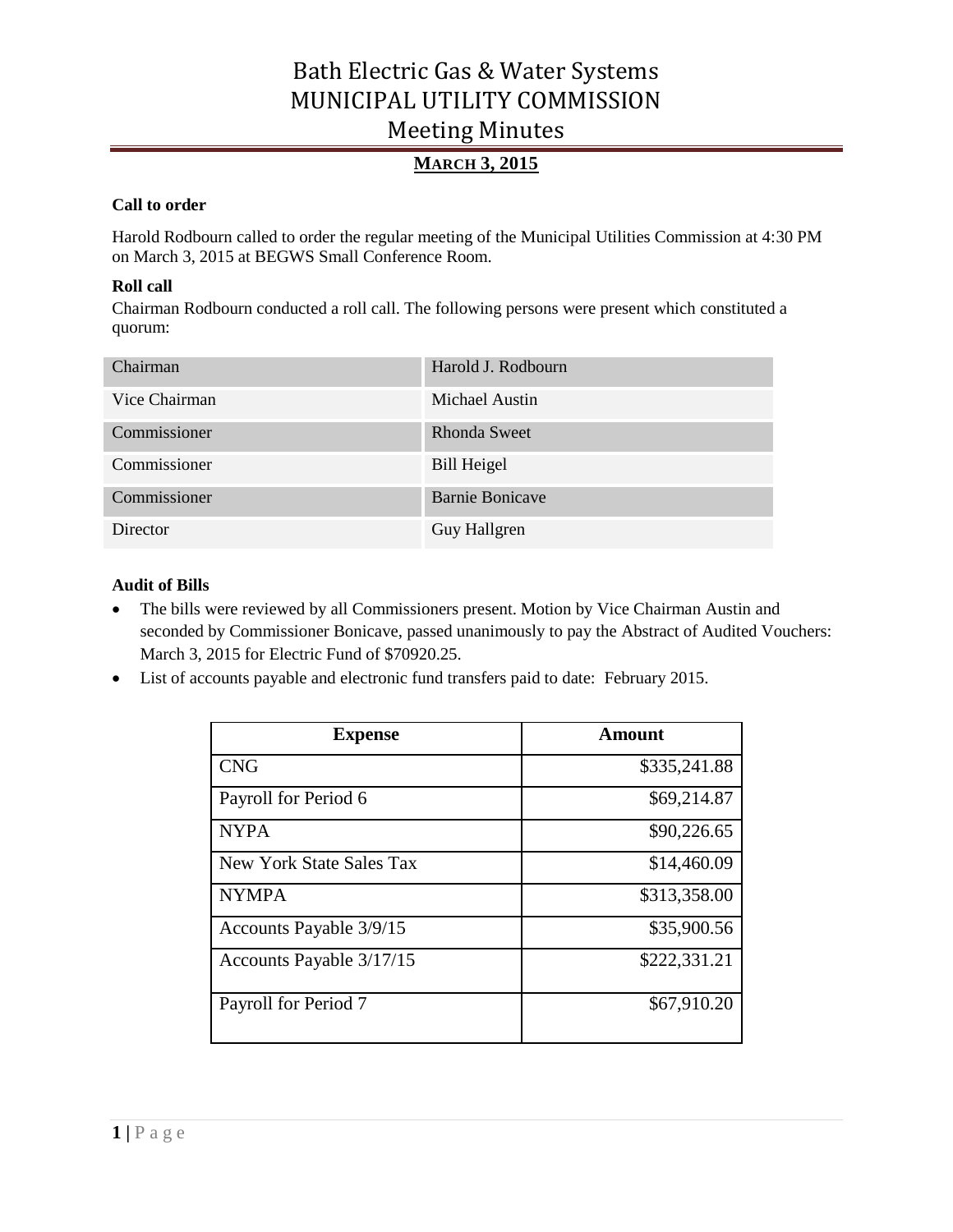# Bath Electric Gas & Water Systems
# MUNICIPAL UTILITY COMMISSION
# Meeting Minutes

## MARCH 3, 2015

### Call to order

Harold Rodbourn called to order the regular meeting of the Municipal Utilities Commission at 4:30 PM on March 3, 2015 at BEGWS Small Conference Room.

### Roll call

Chairman Rodbourn conducted a roll call. The following persons were present which constituted a quorum:

| | |
|---|---|
| Chairman | Harold J. Rodbourn |
| Vice Chairman | Michael Austin |
| Commissioner | Rhonda Sweet |
| Commissioner | Bill Heigel |
| Commissioner | Barnie Bonicave |
| Director | Guy Hallgren |

### Audit of Bills

- The bills were reviewed by all Commissioners present. Motion by Vice Chairman Austin and seconded by Commissioner Bonicave, passed unanimously to pay the Abstract of Audited Vouchers: March 3, 2015 for Electric Fund of $70920.25.
- List of accounts payable and electronic fund transfers paid to date: February 2015.

| Expense | Amount |
|---|---:|
| CNG | $335,241.88 |
| Payroll for Period 6 | $69,214.87 |
| NYPA | $90,226.65 |
| New York State Sales Tax | $14,460.09 |
| NYMPA | $313,358.00 |
| Accounts Payable 3/9/15 | $35,900.56 |
| Accounts Payable 3/17/15 | $222,331.21 |
| Payroll for Period 7 | $67,910.20 |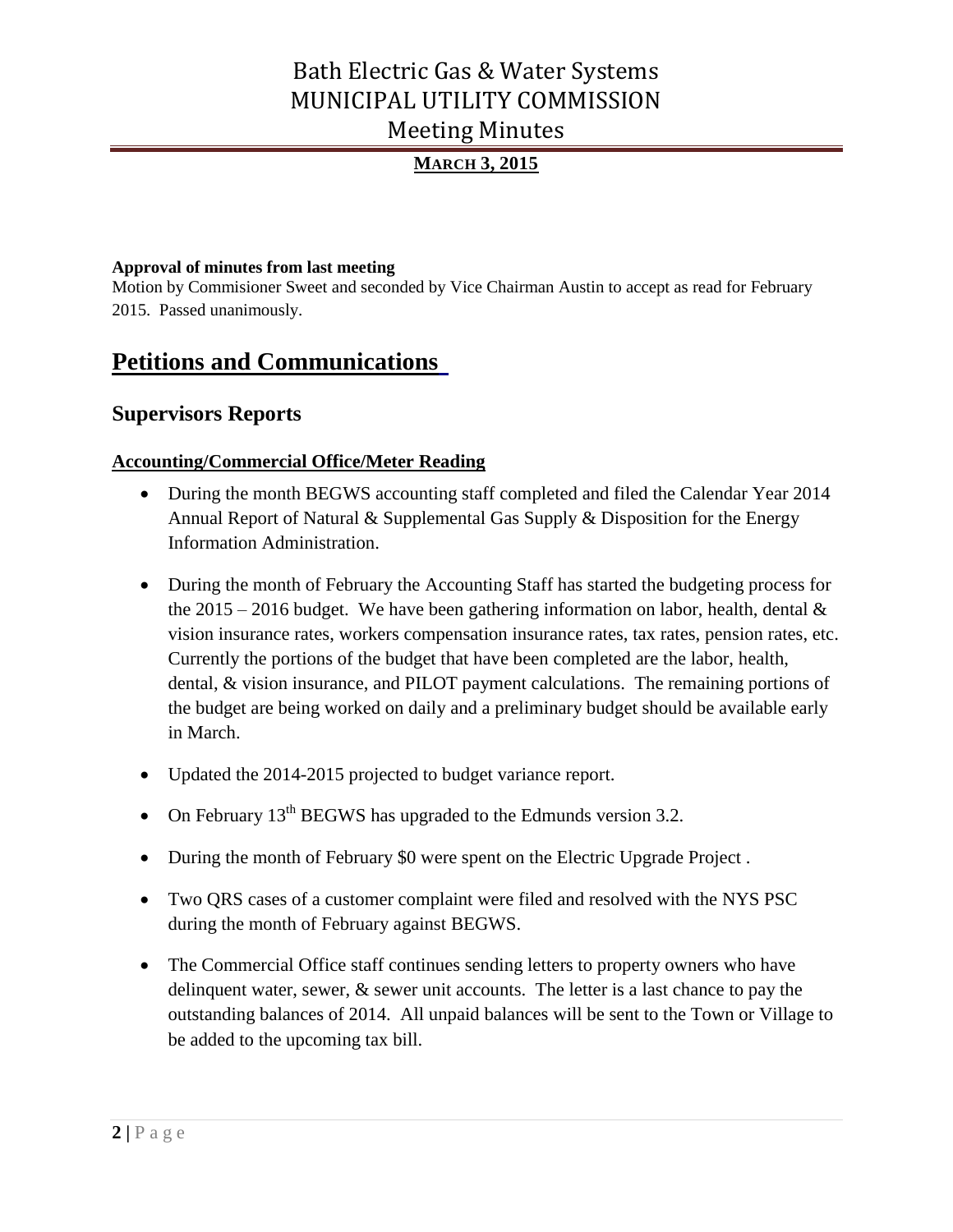**Approval of minutes from last meeting**

Motion by Commisioner Sweet and seconded by Vice Chairman Austin to accept as read for February 2015. Passed unanimously.

# Petitions and Communications

## Supervisors Reports

### Accounting/Commercial Office/Meter Reading

- During the month BEGWS accounting staff completed and filed the Calendar Year 2014 Annual Report of Natural & Supplemental Gas Supply & Disposition for the Energy Information Administration.
- During the month of February the Accounting Staff has started the budgeting process for the 2015 – 2016 budget. We have been gathering information on labor, health, dental & vision insurance rates, workers compensation insurance rates, tax rates, pension rates, etc. Currently the portions of the budget that have been completed are the labor, health, dental, & vision insurance, and PILOT payment calculations. The remaining portions of the budget are being worked on daily and a preliminary budget should be available early in March.
- Updated the 2014-2015 projected to budget variance report.
- On February 13th BEGWS has upgraded to the Edmunds version 3.2.
- During the month of February $0 were spent on the Electric Upgrade Project .
- Two QRS cases of a customer complaint were filed and resolved with the NYS PSC during the month of February against BEGWS.
- The Commercial Office staff continues sending letters to property owners who have delinquent water, sewer, & sewer unit accounts. The letter is a last chance to pay the outstanding balances of 2014. All unpaid balances will be sent to the Town or Village to be added to the upcoming tax bill.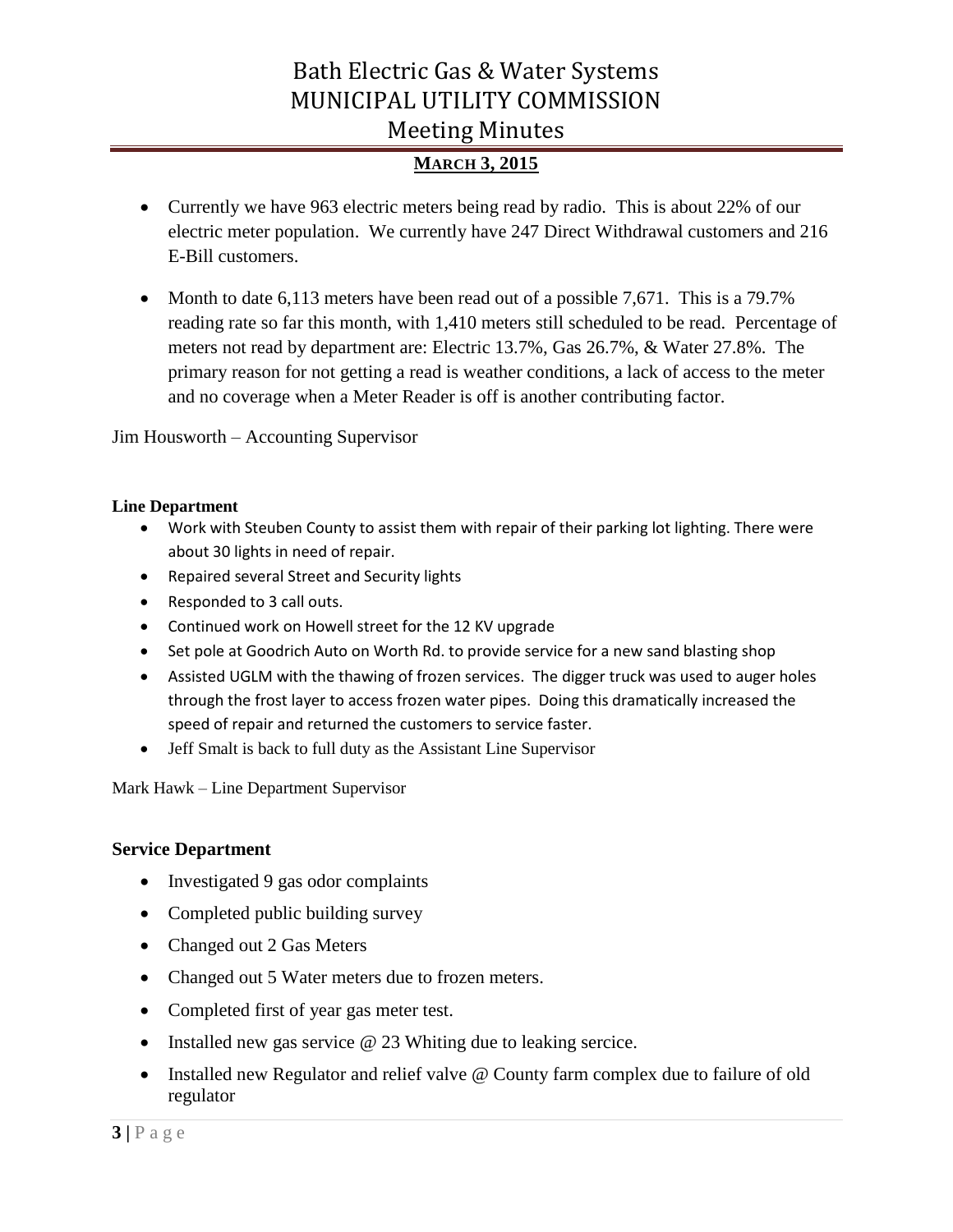- Currently we have 963 electric meters being read by radio. This is about 22% of our electric meter population. We currently have 247 Direct Withdrawal customers and 216 E-Bill customers.

- Month to date 6,113 meters have been read out of a possible 7,671. This is a 79.7% reading rate so far this month, with 1,410 meters still scheduled to be read. Percentage of meters not read by department are: Electric 13.7%, Gas 26.7%, & Water 27.8%. The primary reason for not getting a read is weather conditions, a lack of access to the meter and no coverage when a Meter Reader is off is another contributing factor.

Jim Housworth – Accounting Supervisor

**Line Department**

- Work with Steuben County to assist them with repair of their parking lot lighting. There were about 30 lights in need of repair.
- Repaired several Street and Security lights
- Responded to 3 call outs.
- Continued work on Howell street for the 12 KV upgrade
- Set pole at Goodrich Auto on Worth Rd. to provide service for a new sand blasting shop
- Assisted UGLM with the thawing of frozen services. The digger truck was used to auger holes through the frost layer to access frozen water pipes. Doing this dramatically increased the speed of repair and returned the customers to service faster.
- Jeff Smalt is back to full duty as the Assistant Line Supervisor

Mark Hawk – Line Department Supervisor

**Service Department**

- Investigated 9 gas odor complaints
- Completed public building survey
- Changed out 2 Gas Meters
- Changed out 5 Water meters due to frozen meters.
- Completed first of year gas meter test.
- Installed new gas service @ 23 Whiting due to leaking sercice.
- Installed new Regulator and relief valve @ County farm complex due to failure of old regulator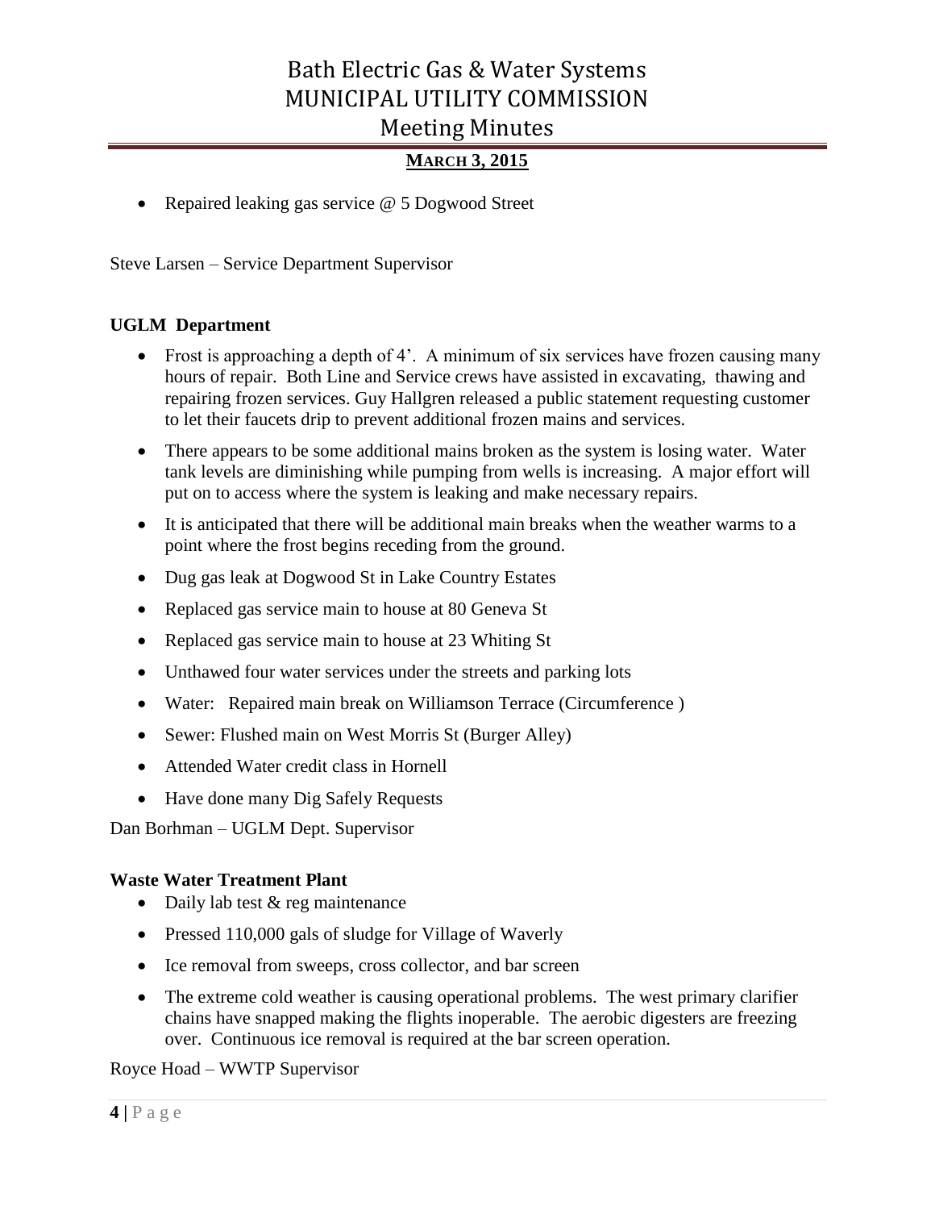- Repaired leaking gas service @ 5 Dogwood Street

Steve Larsen – Service Department Supervisor

**UGLM Department**

- Frost is approaching a depth of 4'. A minimum of six services have frozen causing many hours of repair. Both Line and Service crews have assisted in excavating, thawing and repairing frozen services. Guy Hallgren released a public statement requesting customer to let their faucets drip to prevent additional frozen mains and services.
- There appears to be some additional mains broken as the system is losing water. Water tank levels are diminishing while pumping from wells is increasing. A major effort will put on to access where the system is leaking and make necessary repairs.
- It is anticipated that there will be additional main breaks when the weather warms to a point where the frost begins receding from the ground.
- Dug gas leak at Dogwood St in Lake Country Estates
- Replaced gas service main to house at 80 Geneva St
- Replaced gas service main to house at 23 Whiting St
- Unthawed four water services under the streets and parking lots
- Water: Repaired main break on Williamson Terrace (Circumference )
- Sewer: Flushed main on West Morris St (Burger Alley)
- Attended Water credit class in Hornell
- Have done many Dig Safely Requests

Dan Borhman – UGLM Dept. Supervisor

**Waste Water Treatment Plant**

- Daily lab test & reg maintenance
- Pressed 110,000 gals of sludge for Village of Waverly
- Ice removal from sweeps, cross collector, and bar screen
- The extreme cold weather is causing operational problems. The west primary clarifier chains have snapped making the flights inoperable. The aerobic digesters are freezing over. Continuous ice removal is required at the bar screen operation.

Royce Hoad – WWTP Supervisor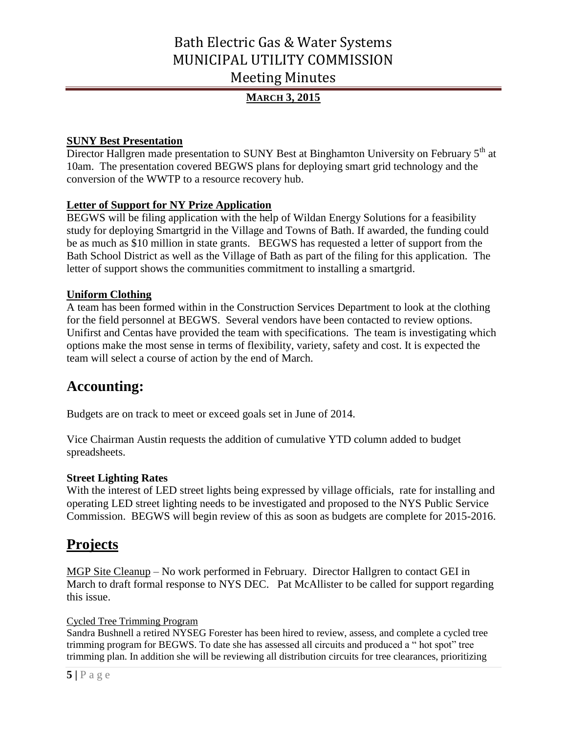**SUNY Best Presentation**

Director Hallgren made presentation to SUNY Best at Binghamton University on February 5th at 10am. The presentation covered BEGWS plans for deploying smart grid technology and the conversion of the WWTP to a resource recovery hub.

**Letter of Support for NY Prize Application**

BEGWS will be filing application with the help of Wildan Energy Solutions for a feasibility study for deploying Smartgrid in the Village and Towns of Bath. If awarded, the funding could be as much as $10 million in state grants. BEGWS has requested a letter of support from the Bath School District as well as the Village of Bath as part of the filing for this application. The letter of support shows the communities commitment to installing a smartgrid.

**Uniform Clothing**

A team has been formed within in the Construction Services Department to look at the clothing for the field personnel at BEGWS. Several vendors have been contacted to review options. Unifirst and Centas have provided the team with specifications. The team is investigating which options make the most sense in terms of flexibility, variety, safety and cost. It is expected the team will select a course of action by the end of March.

## Accounting:

Budgets are on track to meet or exceed goals set in June of 2014.

Vice Chairman Austin requests the addition of cumulative YTD column added to budget spreadsheets.

**Street Lighting Rates**

With the interest of LED street lights being expressed by village officials, rate for installing and operating LED street lighting needs to be investigated and proposed to the NYS Public Service Commission. BEGWS will begin review of this as soon as budgets are complete for 2015-2016.

## Projects

MGP Site Cleanup – No work performed in February. Director Hallgren to contact GEI in March to draft formal response to NYS DEC. Pat McAllister to be called for support regarding this issue.

Cycled Tree Trimming Program

Sandra Bushnell a retired NYSEG Forester has been hired to review, assess, and complete a cycled tree trimming program for BEGWS. To date she has assessed all circuits and produced a " hot spot" tree trimming plan. In addition she will be reviewing all distribution circuits for tree clearances, prioritizing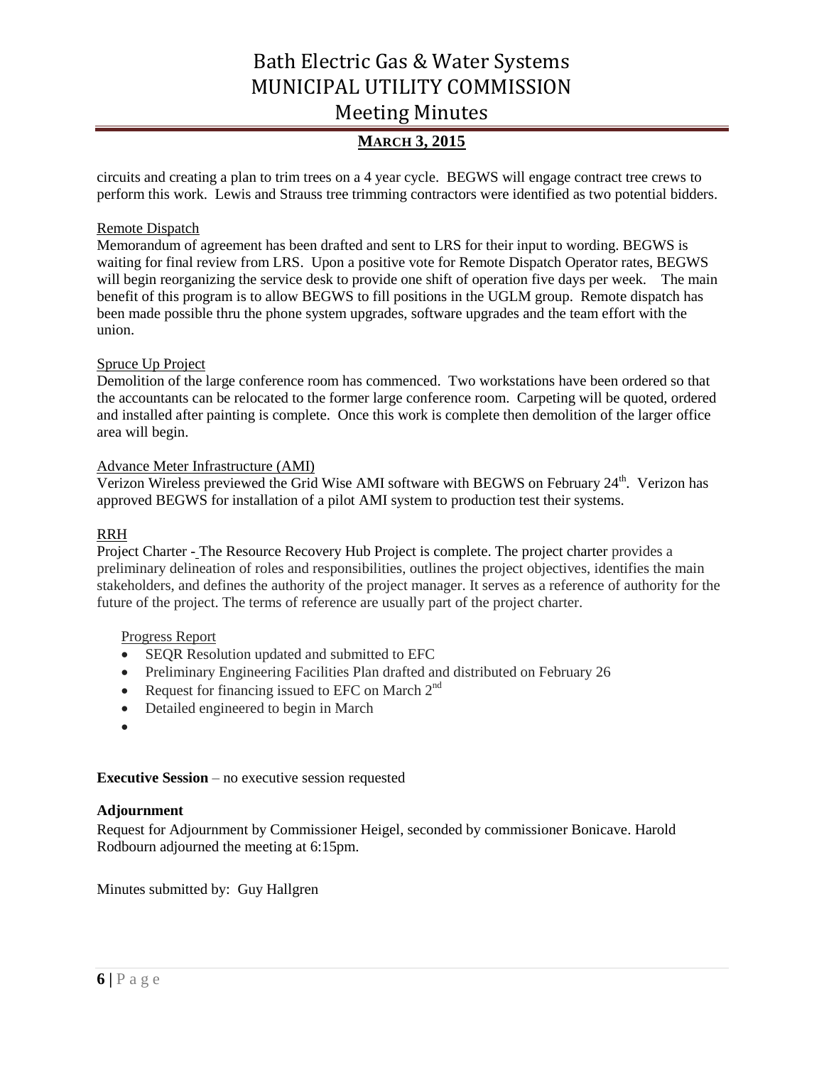circuits and creating a plan to trim trees on a 4 year cycle. BEGWS will engage contract tree crews to perform this work. Lewis and Strauss tree trimming contractors were identified as two potential bidders.

Remote Dispatch

Memorandum of agreement has been drafted and sent to LRS for their input to wording. BEGWS is waiting for final review from LRS. Upon a positive vote for Remote Dispatch Operator rates, BEGWS will begin reorganizing the service desk to provide one shift of operation five days per week. The main benefit of this program is to allow BEGWS to fill positions in the UGLM group. Remote dispatch has been made possible thru the phone system upgrades, software upgrades and the team effort with the union.

Spruce Up Project

Demolition of the large conference room has commenced. Two workstations have been ordered so that the accountants can be relocated to the former large conference room. Carpeting will be quoted, ordered and installed after painting is complete. Once this work is complete then demolition of the larger office area will begin.

Advance Meter Infrastructure (AMI)

Verizon Wireless previewed the Grid Wise AMI software with BEGWS on February 24th. Verizon has approved BEGWS for installation of a pilot AMI system to production test their systems.

RRH

Project Charter - The Resource Recovery Hub Project is complete. The project charter provides a preliminary delineation of roles and responsibilities, outlines the project objectives, identifies the main stakeholders, and defines the authority of the project manager. It serves as a reference of authority for the future of the project. The terms of reference are usually part of the project charter.

Progress Report

- SEQR Resolution updated and submitted to EFC
- Preliminary Engineering Facilities Plan drafted and distributed on February 26
- Request for financing issued to EFC on March 2nd
- Detailed engineered to begin in March

**Executive Session** – no executive session requested

**Adjournment**

Request for Adjournment by Commissioner Heigel, seconded by commissioner Bonicave. Harold Rodbourn adjourned the meeting at 6:15pm.

Minutes submitted by: Guy Hallgren